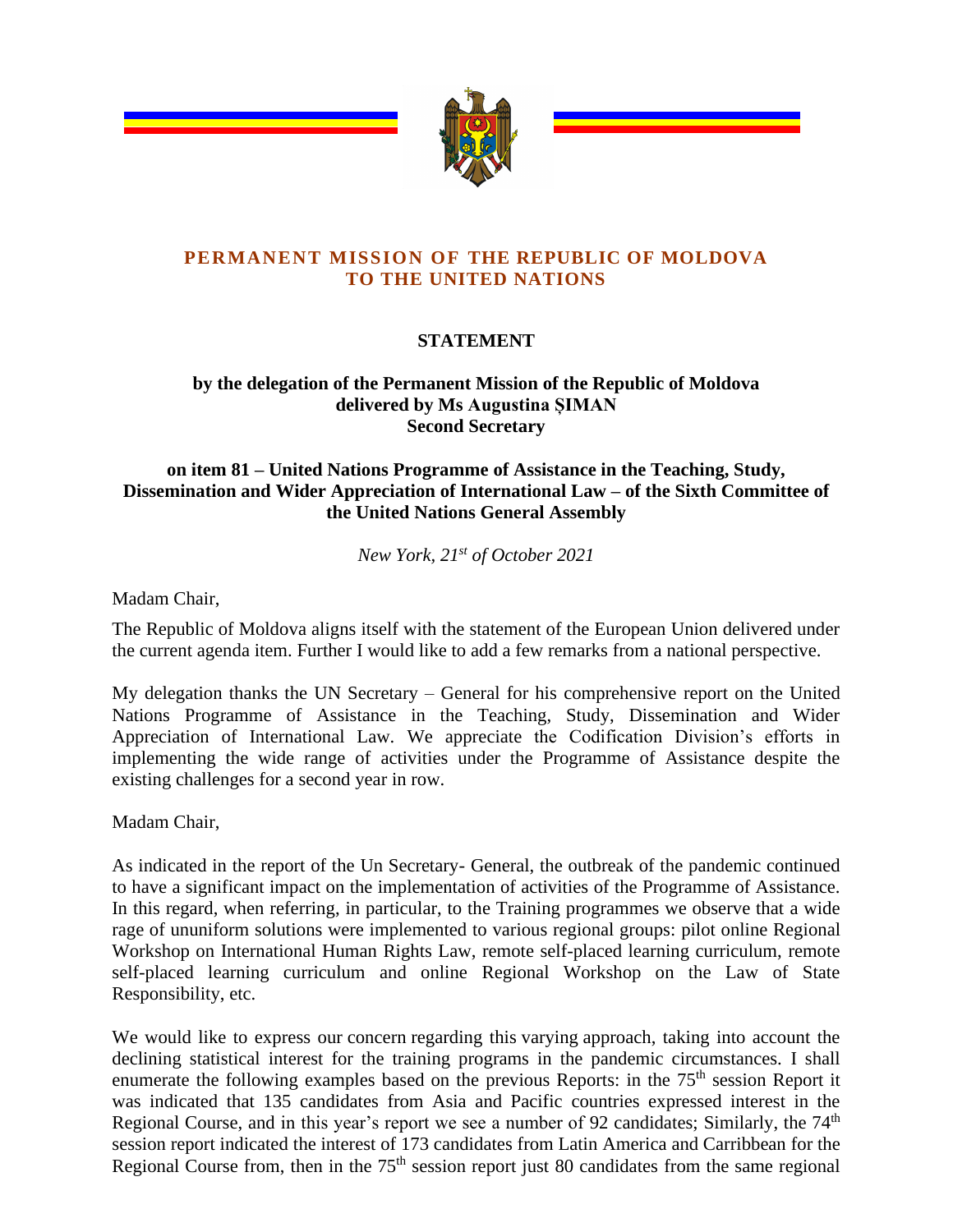**PERMANENT MISSION OF THE REPUBLIC OF MOLDOVA**
**TO THE UNITED NATIONS**

# STATEMENT

**by the delegation of the Permanent Mission of the Republic of Moldova**
**delivered by Ms Augustina ȘIMAN**
**Second Secretary**

**on item 81 – United Nations Programme of Assistance in the Teaching, Study, Dissemination and Wider Appreciation of International Law – of the Sixth Committee of the United Nations General Assembly**

*New York, 21st of October 2021*

Madam Chair,

The Republic of Moldova aligns itself with the statement of the European Union delivered under the current agenda item. Further I would like to add a few remarks from a national perspective.

My delegation thanks the UN Secretary – General for his comprehensive report on the United Nations Programme of Assistance in the Teaching, Study, Dissemination and Wider Appreciation of International Law. We appreciate the Codification Division's efforts in implementing the wide range of activities under the Programme of Assistance despite the existing challenges for a second year in row.

Madam Chair,

As indicated in the report of the Un Secretary- General, the outbreak of the pandemic continued to have a significant impact on the implementation of activities of the Programme of Assistance. In this regard, when referring, in particular, to the Training programmes we observe that a wide rage of ununiform solutions were implemented to various regional groups: pilot online Regional Workshop on International Human Rights Law, remote self-placed learning curriculum, remote self-placed learning curriculum and online Regional Workshop on the Law of State Responsibility, etc.

We would like to express our concern regarding this varying approach, taking into account the declining statistical interest for the training programs in the pandemic circumstances. I shall enumerate the following examples based on the previous Reports: in the 75th session Report it was indicated that 135 candidates from Asia and Pacific countries expressed interest in the Regional Course, and in this year's report we see a number of 92 candidates; Similarly, the 74th session report indicated the interest of 173 candidates from Latin America and Carribbean for the Regional Course from, then in the 75th session report just 80 candidates from the same regional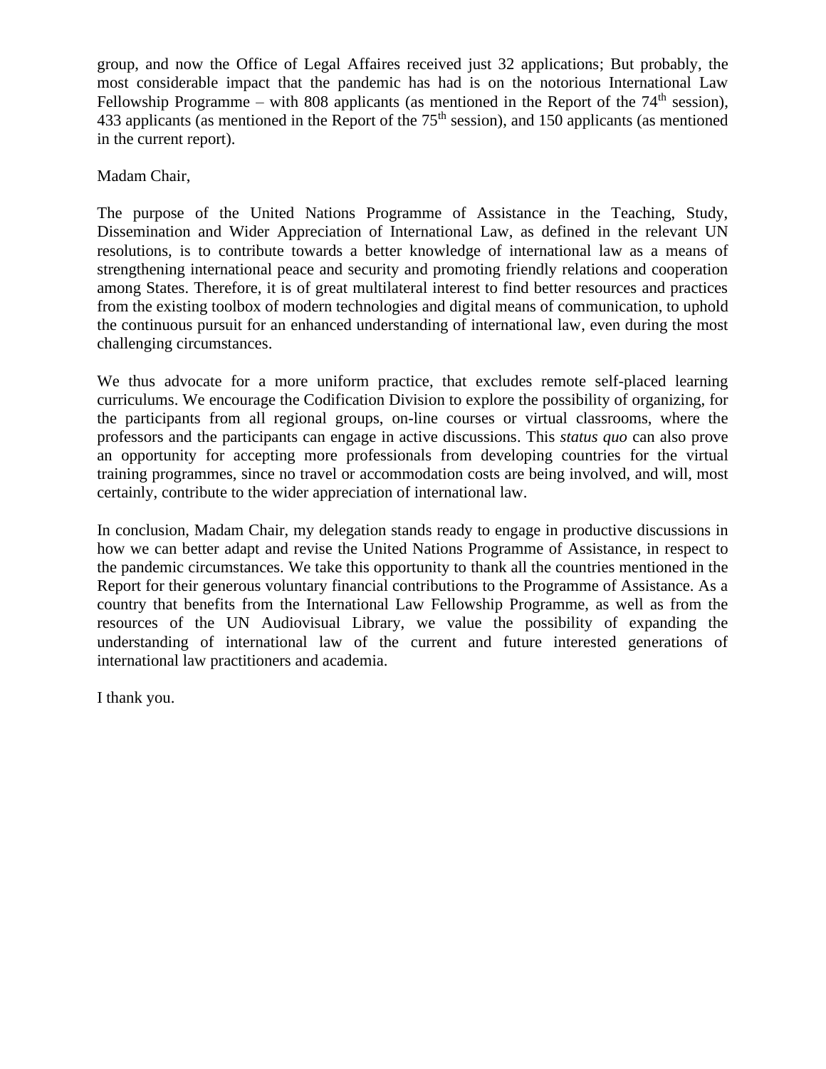group, and now the Office of Legal Affaires received just 32 applications; But probably, the most considerable impact that the pandemic has had is on the notorious International Law Fellowship Programme – with 808 applicants (as mentioned in the Report of the 74th session), 433 applicants (as mentioned in the Report of the 75th session), and 150 applicants (as mentioned in the current report).

Madam Chair,

The purpose of the United Nations Programme of Assistance in the Teaching, Study, Dissemination and Wider Appreciation of International Law, as defined in the relevant UN resolutions, is to contribute towards a better knowledge of international law as a means of strengthening international peace and security and promoting friendly relations and cooperation among States. Therefore, it is of great multilateral interest to find better resources and practices from the existing toolbox of modern technologies and digital means of communication, to uphold the continuous pursuit for an enhanced understanding of international law, even during the most challenging circumstances.

We thus advocate for a more uniform practice, that excludes remote self-placed learning curriculums. We encourage the Codification Division to explore the possibility of organizing, for the participants from all regional groups, on-line courses or virtual classrooms, where the professors and the participants can engage in active discussions. This *status quo* can also prove an opportunity for accepting more professionals from developing countries for the virtual training programmes, since no travel or accommodation costs are being involved, and will, most certainly, contribute to the wider appreciation of international law.

In conclusion, Madam Chair, my delegation stands ready to engage in productive discussions in how we can better adapt and revise the United Nations Programme of Assistance, in respect to the pandemic circumstances. We take this opportunity to thank all the countries mentioned in the Report for their generous voluntary financial contributions to the Programme of Assistance. As a country that benefits from the International Law Fellowship Programme, as well as from the resources of the UN Audiovisual Library, we value the possibility of expanding the understanding of international law of the current and future interested generations of international law practitioners and academia.

I thank you.